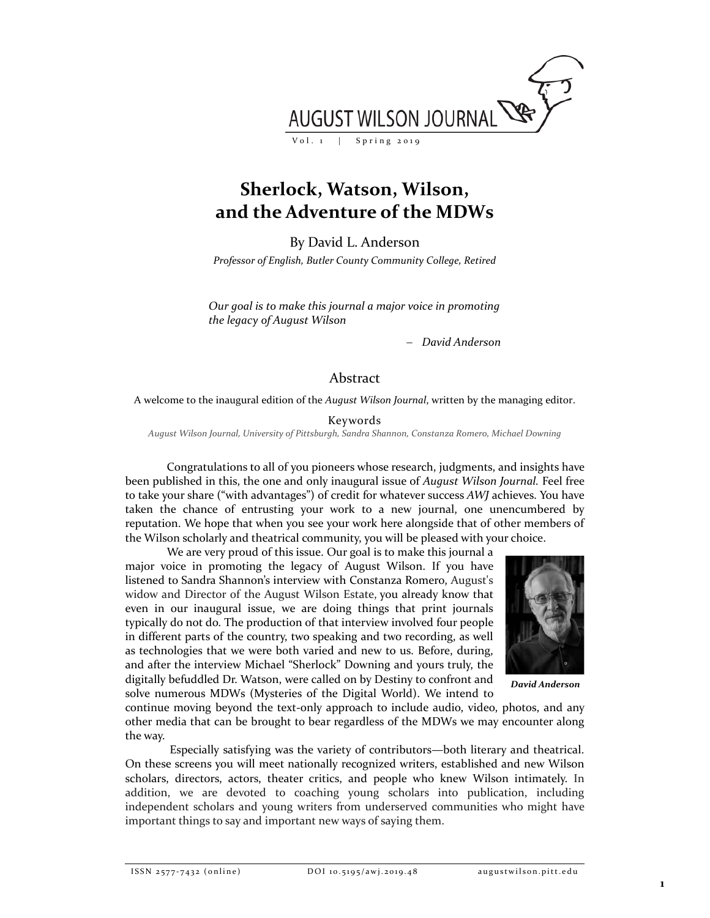# Sherlock, Watson, Wilson, and the Adventure of the MDWs

By David L. Anderson

*Professor of English, Butler County Community College, Retired*

*Our goal is to make this journal a major voice in promoting the legacy of August Wilson*

– *David Anderson*

## Abstract

A welcome to the inaugural edition of the *August Wilson Journal*, written by the managing editor.

### Keywords

*August Wilson Journal, University of Pittsburgh, Sandra Shannon, Constanza Romero, Michael Downing*

Congratulations to all of you pioneers whose research, judgments, and insights have been published in this, the one and only inaugural issue of *August Wilson Journal.* Feel free to take your share ("with advantages") of credit for whatever success *AWJ* achieves. You have taken the chance of entrusting your work to a new journal, one unencumbered by reputation. We hope that when you see your work here alongside that of other members of the Wilson scholarly and theatrical community, you will be pleased with your choice.

We are very proud of this issue. Our goal is to make this journal a major voice in promoting the legacy of August Wilson. If you have listened to Sandra Shannon's interview with Constanza Romero, August's widow and Director of the August Wilson Estate, you already know that even in our inaugural issue, we are doing things that print journals typically do not do. The production of that interview involved four people in different parts of the country, two speaking and two recording, as well as technologies that we were both varied and new to us. Before, during, and after the interview Michael "Sherlock" Downing and yours truly, the digitally befuddled Dr. Watson, were called on by Destiny to confront and solve numerous MDWs (Mysteries of the Digital World). We intend to continue moving beyond the text-only approach to include audio, video, photos, and any other media that can be brought to bear regardless of the MDWs we may encounter along the way.

*David Anderson*

Especially satisfying was the variety of contributors—both literary and theatrical. On these screens you will meet nationally recognized writers, established and new Wilson scholars, directors, actors, theater critics, and people who knew Wilson intimately. In addition, we are devoted to coaching young scholars into publication, including independent scholars and young writers from underserved communities who might have important things to say and important new ways of saying them.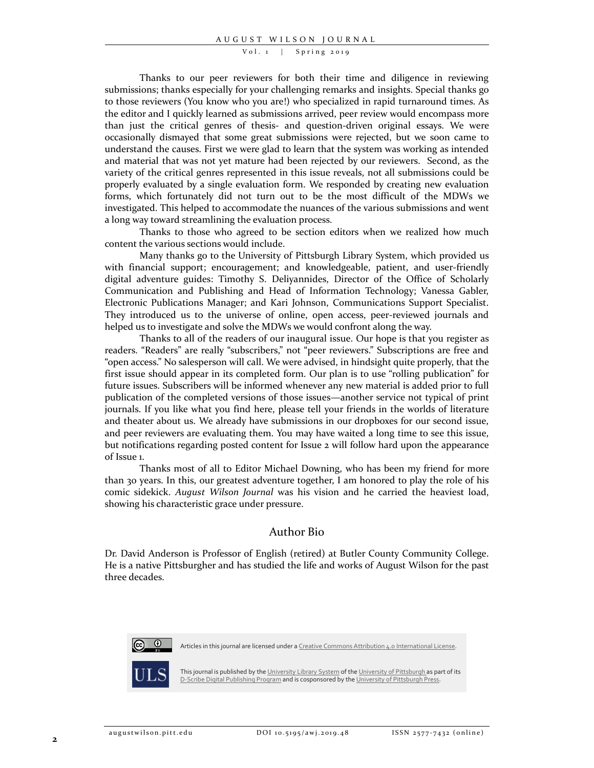Thanks to our peer reviewers for both their time and diligence in reviewing submissions; thanks especially for your challenging remarks and insights. Special thanks go to those reviewers (You know who you are!) who specialized in rapid turnaround times. As the editor and I quickly learned as submissions arrived, peer review would encompass more than just the critical genres of thesis- and question-driven original essays. We were occasionally dismayed that some great submissions were rejected, but we soon came to understand the causes. First we were glad to learn that the system was working as intended and material that was not yet mature had been rejected by our reviewers. Second, as the variety of the critical genres represented in this issue reveals, not all submissions could be properly evaluated by a single evaluation form. We responded by creating new evaluation forms, which fortunately did not turn out to be the most difficult of the MDWs we investigated. This helped to accommodate the nuances of the various submissions and went a long way toward streamlining the evaluation process.

Thanks to those who agreed to be section editors when we realized how much content the various sections would include.

Many thanks go to the University of Pittsburgh Library System, which provided us with financial support; encouragement; and knowledgeable, patient, and user-friendly digital adventure guides: Timothy S. Deliyannides, Director of the Office of Scholarly Communication and Publishing and Head of Information Technology; Vanessa Gabler, Electronic Publications Manager; and Kari Johnson, Communications Support Specialist. They introduced us to the universe of online, open access, peer-reviewed journals and helped us to investigate and solve the MDWs we would confront along the way.

Thanks to all of the readers of our inaugural issue. Our hope is that you register as readers. "Readers" are really "subscribers," not "peer reviewers." Subscriptions are free and "open access." No salesperson will call. We were advised, in hindsight quite properly, that the first issue should appear in its completed form. Our plan is to use "rolling publication" for future issues. Subscribers will be informed whenever any new material is added prior to full publication of the completed versions of those issues—another service not typical of print journals. If you like what you find here, please tell your friends in the worlds of literature and theater about us. We already have submissions in our dropboxes for our second issue, and peer reviewers are evaluating them. You may have waited a long time to see this issue, but notifications regarding posted content for Issue 2 will follow hard upon the appearance of Issue 1.

Thanks most of all to Editor Michael Downing, who has been my friend for more than 30 years. In this, our greatest adventure together, I am honored to play the role of his comic sidekick. *August Wilson Journal* was his vision and he carried the heaviest load, showing his characteristic grace under pressure.

## Author Bio

Dr. David Anderson is Professor of English (retired) at Butler County Community College. He is a native Pittsburgher and has studied the life and works of August Wilson for the past three decades.

Articles in this journal are licensed under a Creative Commons Attribution 4.0 International License.

This journal is published by the University Library System of the University of Pittsburgh as part of its D-Scribe Digital Publishing Program and is cosponsored by the University of Pittsburgh Press.